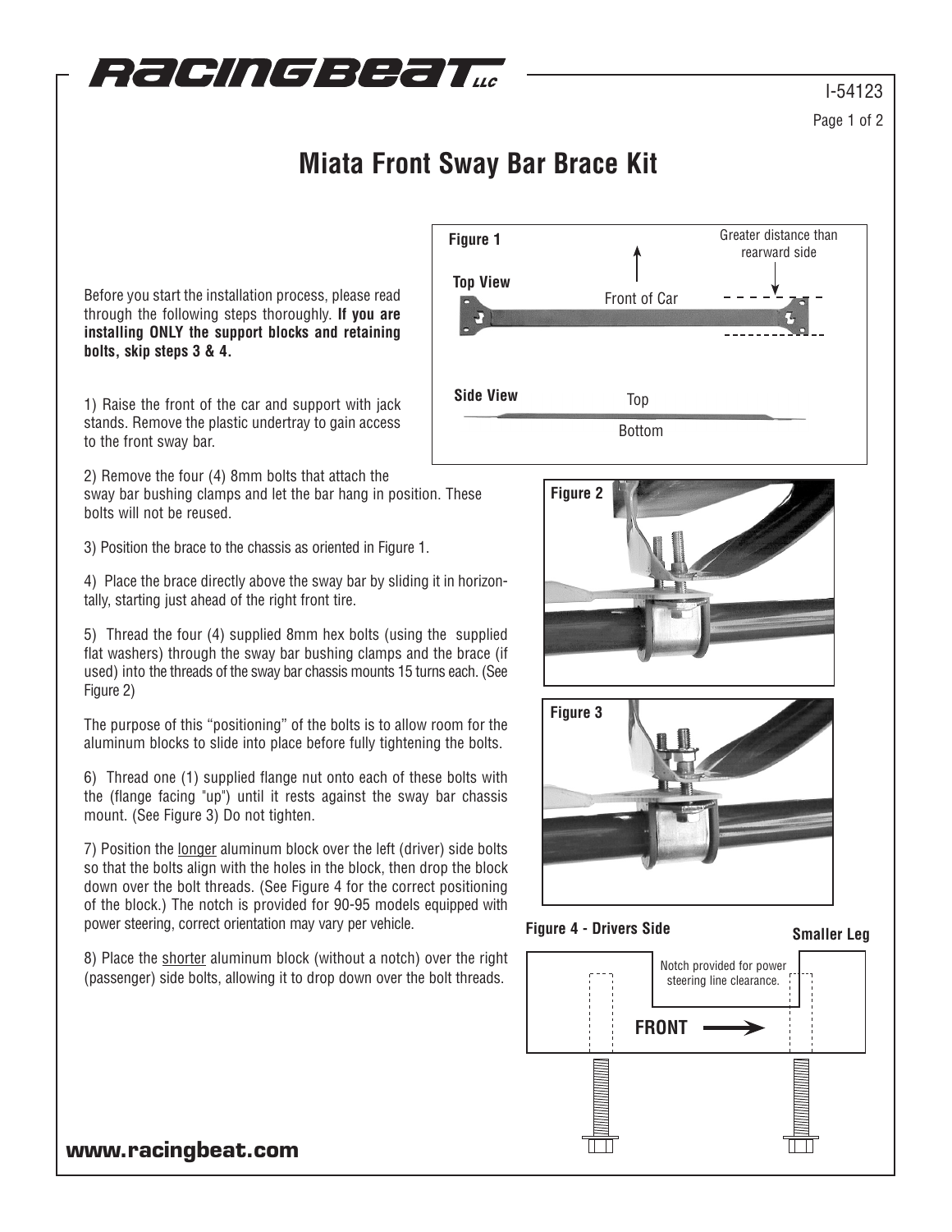# Miata Front Sway Bar Brace Kit

I-54123

Before you start the installation process, please read through the following steps thoroughly. **If you are installing ONLY the support blocks and retaining bolts, skip steps 3 & 4.**

1) Raise the front of the car and support with jack stands. Remove the plastic undertray to gain access to the front sway bar.

2) Remove the four (4) 8mm bolts that attach the sway bar bushing clamps and let the bar hang in position. These bolts will not be reused.

3) Position the brace to the chassis as oriented in Figure 1.

4) Place the brace directly above the sway bar by sliding it in horizontally, starting just ahead of the right front tire.

5) Thread the four (4) supplied 8mm hex bolts (using the supplied flat washers) through the sway bar bushing clamps and the brace (if used) into the threads of the sway bar chassis mounts 15 turns each. (See Figure 2)

The purpose of this "positioning" of the bolts is to allow room for the aluminum blocks to slide into place before fully tightening the bolts.

6) Thread one (1) supplied flange nut onto each of these bolts with the (flange facing "up") until it rests against the sway bar chassis mount. (See Figure 3) Do not tighten.

7) Position the longer aluminum block over the left (driver) side bolts so that the bolts align with the holes in the block, then drop the block down over the bolt threads. (See Figure 4 for the correct positioning of the block.) The notch is provided for 90-95 models equipped with power steering, correct orientation may vary per vehicle.

8) Place the shorter aluminum block (without a notch) over the right (passenger) side bolts, allowing it to drop down over the bolt threads.

**Figure 1**

**Top View** — Front of Car — Greater distance than rearward side

**Side View** — Top — Bottom

**Figure 2**

**Figure 3**

**Figure 4 - Drivers Side**

**Smaller Leg**

Notch provided for power steering line clearance.

**FRONT** →

**www.racingbeat.com**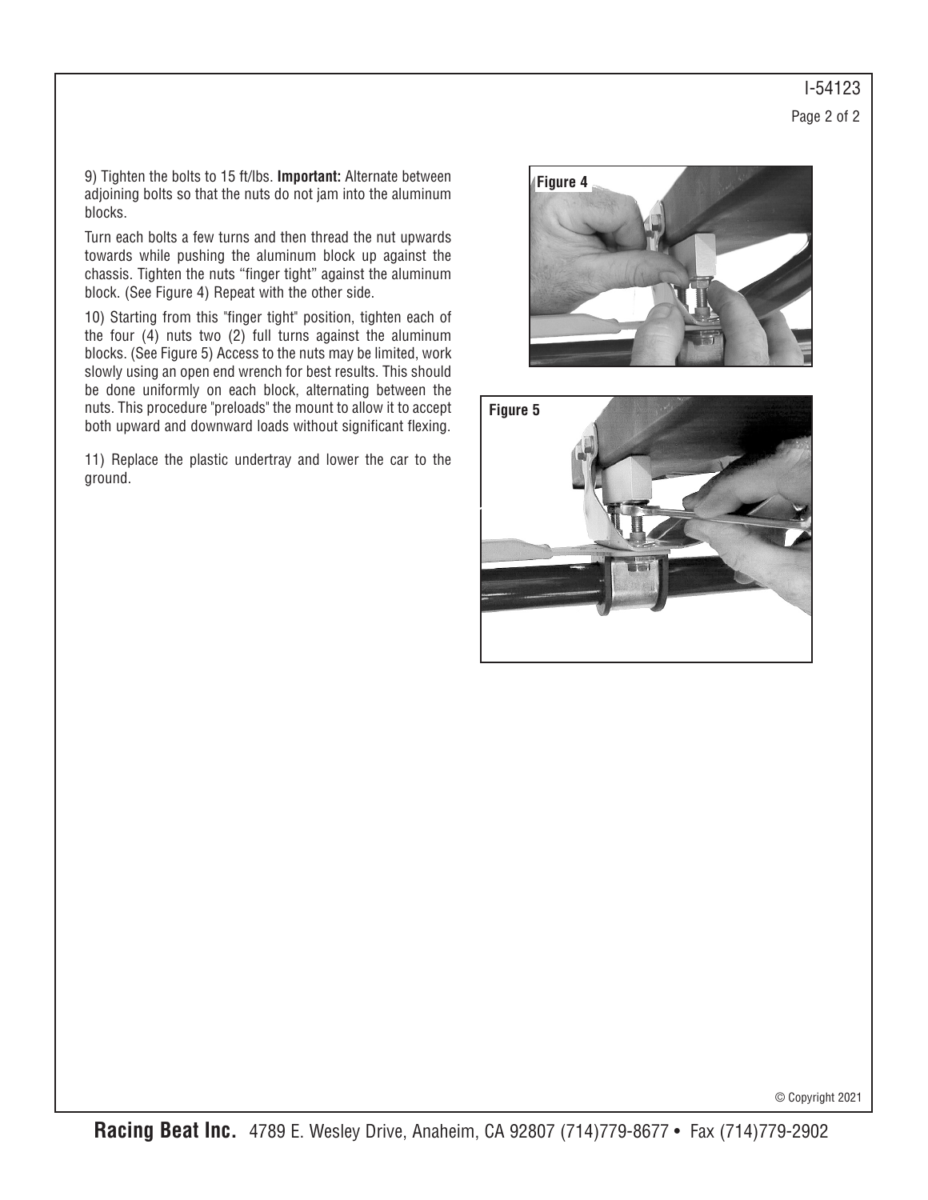9) Tighten the bolts to 15 ft/lbs. **Important:** Alternate between adjoining bolts so that the nuts do not jam into the aluminum blocks.

Turn each bolts a few turns and then thread the nut upwards towards while pushing the aluminum block up against the chassis. Tighten the nuts "finger tight" against the aluminum block. (See Figure 4) Repeat with the other side.

10) Starting from this "finger tight" position, tighten each of the four (4) nuts two (2) full turns against the aluminum blocks. (See Figure 5) Access to the nuts may be limited, work slowly using an open end wrench for best results. This should be done uniformly on each block, alternating between the nuts. This procedure "preloads" the mount to allow it to accept both upward and downward loads without significant flexing.

11) Replace the plastic undertray and lower the car to the ground.

Figure 4

Figure 5

© Copyright 2021

**Racing Beat Inc.** 4789 E. Wesley Drive, Anaheim, CA 92807 (714)779-8677 • Fax (714)779-2902